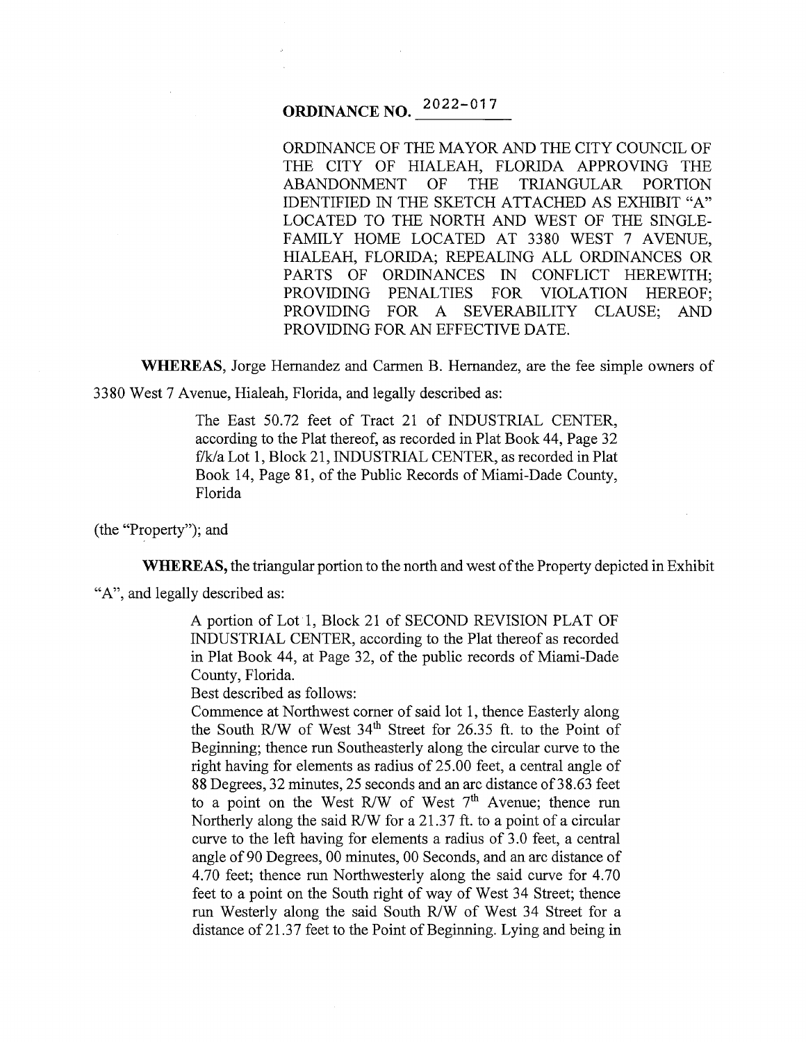# ORDINANCE NO. 2022-017

ORDINANCE OF THE MAYOR AND THE CITY COUNCIL OF THE CITY OF HIALEAH, FLORIDA APPROVING THE ABANDONMENT OF THE TRIANGULAR PORTION IDENTIFIED IN THE SKETCH ATTACHED AS EXHIBIT "A" LOCATED TO THE NORTH AND WEST OF THE SINGLE-FAMILY HOME LOCATED AT 3380 WEST 7 AVENUE, HIALEAH, FLORIDA; REPEALING ALL ORDINANCES OR PARTS OF ORDINANCES IN CONFLICT HEREWITH; PROVIDING PENALTIES FOR VIOLATION HEREOF; PROVIDING FOR A SEVERABILITY CLAUSE; AND PROVIDING FOR AN EFFECTIVE DATE.

**WHEREAS,** Jorge Hernandez and Carmen B. Hernandez, are the fee simple owners of 3380 West 7 Avenue, Hialeah, Florida, and legally described as:

> The East 50.72 feet of Tract 21 of INDUSTRIAL CENTER, according to the Plat thereof, as recorded in Plat Book 44, Page 32 f/k/a Lot 1, Block 21, INDUSTRIAL CENTER, as recorded in Plat Book 14, Page 81, of the Public Records of Miami-Dade County, Florida

(the "Property"); and

**WHEREAS,** the triangular portion to the north and west of the Property depicted in Exhibit "A", and legally described as:

> A portion of Lot 1, Block 21 of SECOND REVISION PLAT OF INDUSTRIAL CENTER, according to the Plat thereof as recorded in Plat Book 44, at Page 32, of the public records of Miami-Dade County, Florida.
>
> Best described as follows:
>
> Commence at Northwest corner of said lot 1, thence Easterly along the South R/W of West 34th Street for 26.35 ft. to the Point of Beginning; thence run Southeasterly along the circular curve to the right having for elements as radius of 25.00 feet, a central angle of 88 Degrees, 32 minutes, 25 seconds and an arc distance of 38.63 feet to a point on the West R/W of West 7th Avenue; thence run Northerly along the said R/W for a 21.37 ft. to a point of a circular curve to the left having for elements a radius of 3.0 feet, a central angle of 90 Degrees, 00 minutes, 00 Seconds, and an arc distance of 4.70 feet; thence run Northwesterly along the said curve for 4.70 feet to a point on the South right of way of West 34 Street; thence run Westerly along the said South R/W of West 34 Street for a distance of 21.37 feet to the Point of Beginning. Lying and being in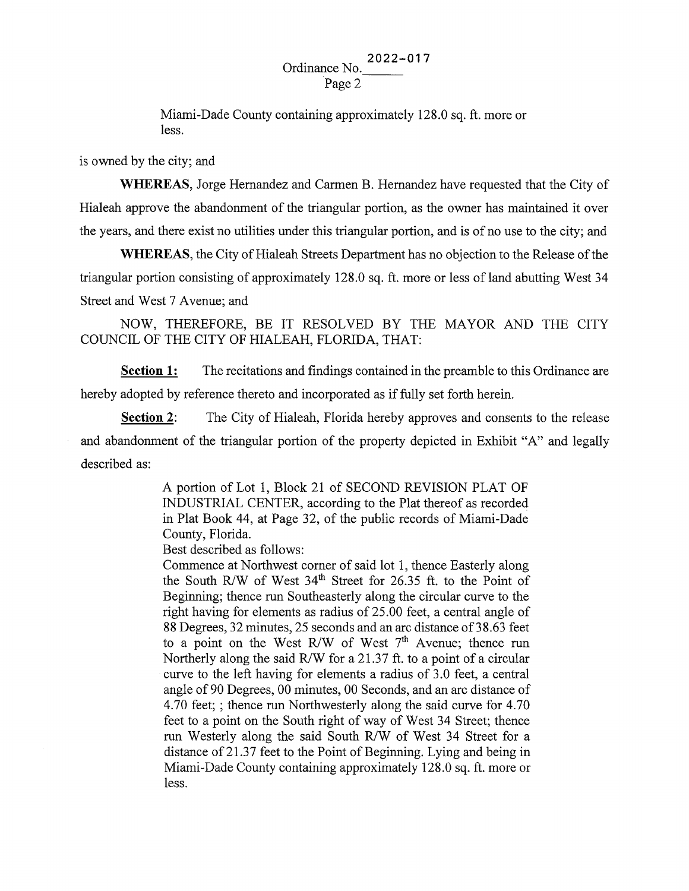Miami-Dade County containing approximately 128.0 sq. ft. more or less.

is owned by the city; and

**WHEREAS**, Jorge Hernandez and Carmen B. Hernandez have requested that the City of Hialeah approve the abandonment of the triangular portion, as the owner has maintained it over the years, and there exist no utilities under this triangular portion, and is of no use to the city; and

**WHEREAS**, the City of Hialeah Streets Department has no objection to the Release of the triangular portion consisting of approximately 128.0 sq. ft. more or less of land abutting West 34 Street and West 7 Avenue; and

NOW, THEREFORE, BE IT RESOLVED BY THE MAYOR AND THE CITY COUNCIL OF THE CITY OF HIALEAH, FLORIDA, THAT:

**Section 1:** The recitations and findings contained in the preamble to this Ordinance are hereby adopted by reference thereto and incorporated as if fully set forth herein.

**Section 2**: The City of Hialeah, Florida hereby approves and consents to the release and abandonment of the triangular portion of the property depicted in Exhibit "A" and legally described as:

> A portion of Lot 1, Block 21 of SECOND REVISION PLAT OF INDUSTRIAL CENTER, according to the Plat thereof as recorded in Plat Book 44, at Page 32, of the public records of Miami-Dade County, Florida.
> Best described as follows:
> Commence at Northwest corner of said lot 1, thence Easterly along the South R/W of West 34th Street for 26.35 ft. to the Point of Beginning; thence run Southeasterly along the circular curve to the right having for elements as radius of 25.00 feet, a central angle of 88 Degrees, 32 minutes, 25 seconds and an arc distance of 38.63 feet to a point on the West R/W of West 7th Avenue; thence run Northerly along the said R/W for a 21.37 ft. to a point of a circular curve to the left having for elements a radius of 3.0 feet, a central angle of 90 Degrees, 00 minutes, 00 Seconds, and an arc distance of 4.70 feet; ; thence run Northwesterly along the said curve for 4.70 feet to a point on the South right of way of West 34 Street; thence run Westerly along the said South R/W of West 34 Street for a distance of 21.37 feet to the Point of Beginning. Lying and being in Miami-Dade County containing approximately 128.0 sq. ft. more or less.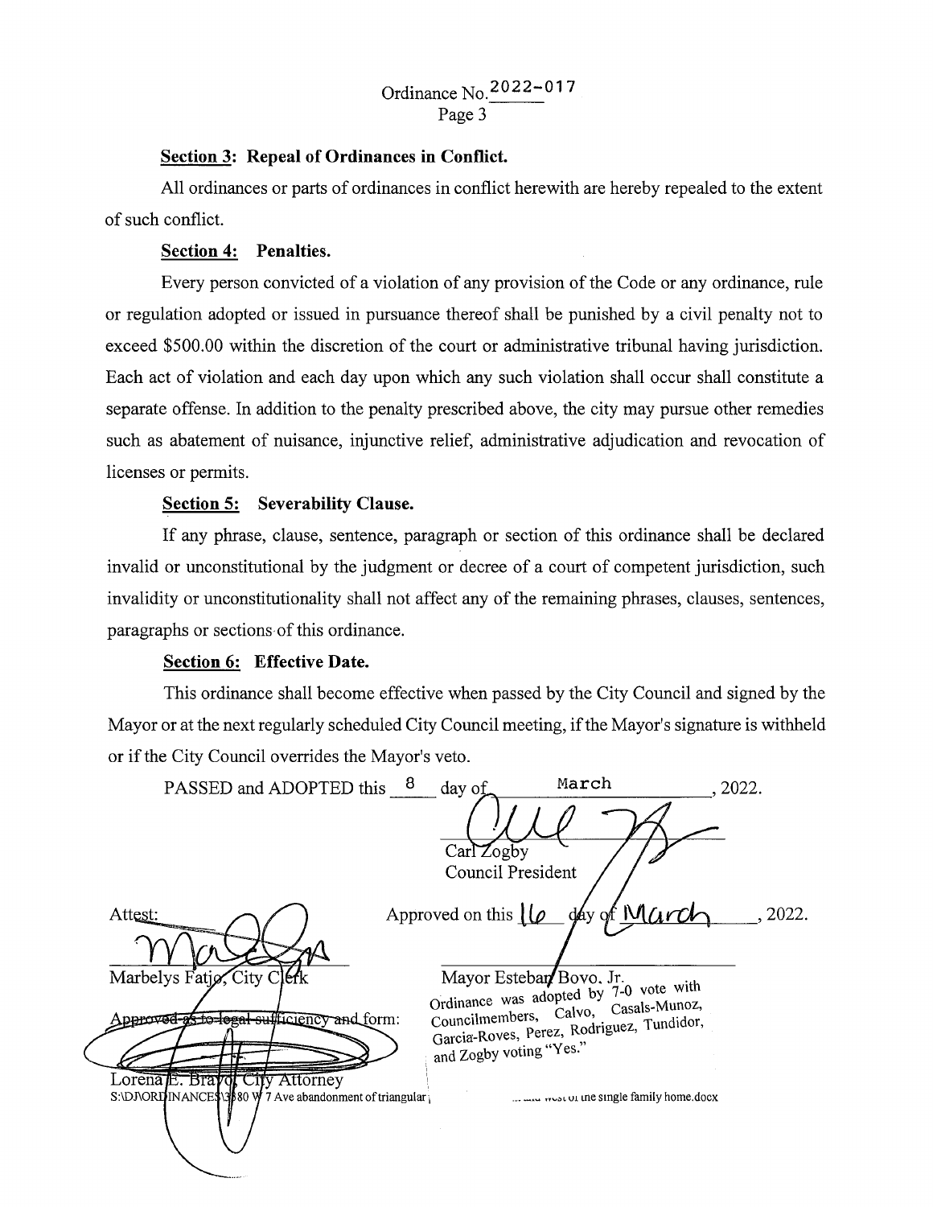Ordinance No. 2022-017

**Section 3: Repeal of Ordinances in Conflict.**

All ordinances or parts of ordinances in conflict herewith are hereby repealed to the extent of such conflict.

**Section 4: Penalties.**

Every person convicted of a violation of any provision of the Code or any ordinance, rule or regulation adopted or issued in pursuance thereof shall be punished by a civil penalty not to exceed $500.00 within the discretion of the court or administrative tribunal having jurisdiction. Each act of violation and each day upon which any such violation shall occur shall constitute a separate offense. In addition to the penalty prescribed above, the city may pursue other remedies such as abatement of nuisance, injunctive relief, administrative adjudication and revocation of licenses or permits.

**Section 5: Severability Clause.**

If any phrase, clause, sentence, paragraph or section of this ordinance shall be declared invalid or unconstitutional by the judgment or decree of a court of competent jurisdiction, such invalidity or unconstitutionality shall not affect any of the remaining phrases, clauses, sentences, paragraphs or sections of this ordinance.

**Section 6: Effective Date.**

This ordinance shall become effective when passed by the City Council and signed by the Mayor or at the next regularly scheduled City Council meeting, if the Mayor's signature is withheld or if the City Council overrides the Mayor's veto.

PASSED and ADOPTED this 8 day of March, 2022.

Carl Zogby
Council President

Attest:

Marbelys Fatjo, City Clerk

Approved on this 16 day of March, 2022.

Approved as to legal sufficiency and form:

Lorena E. Bravo, City Attorney

Mayor Esteban Bovo, Jr.

Ordinance was adopted by 7-0 vote with Councilmembers, Calvo, Casals-Munoz, Garcia-Roves, Perez, Rodriguez, Tundidor, and Zogby voting "Yes."

S:\DJ\ORDINANCES\3580 W 7 Ave abandonment of triangular ... and west of the single family home.docx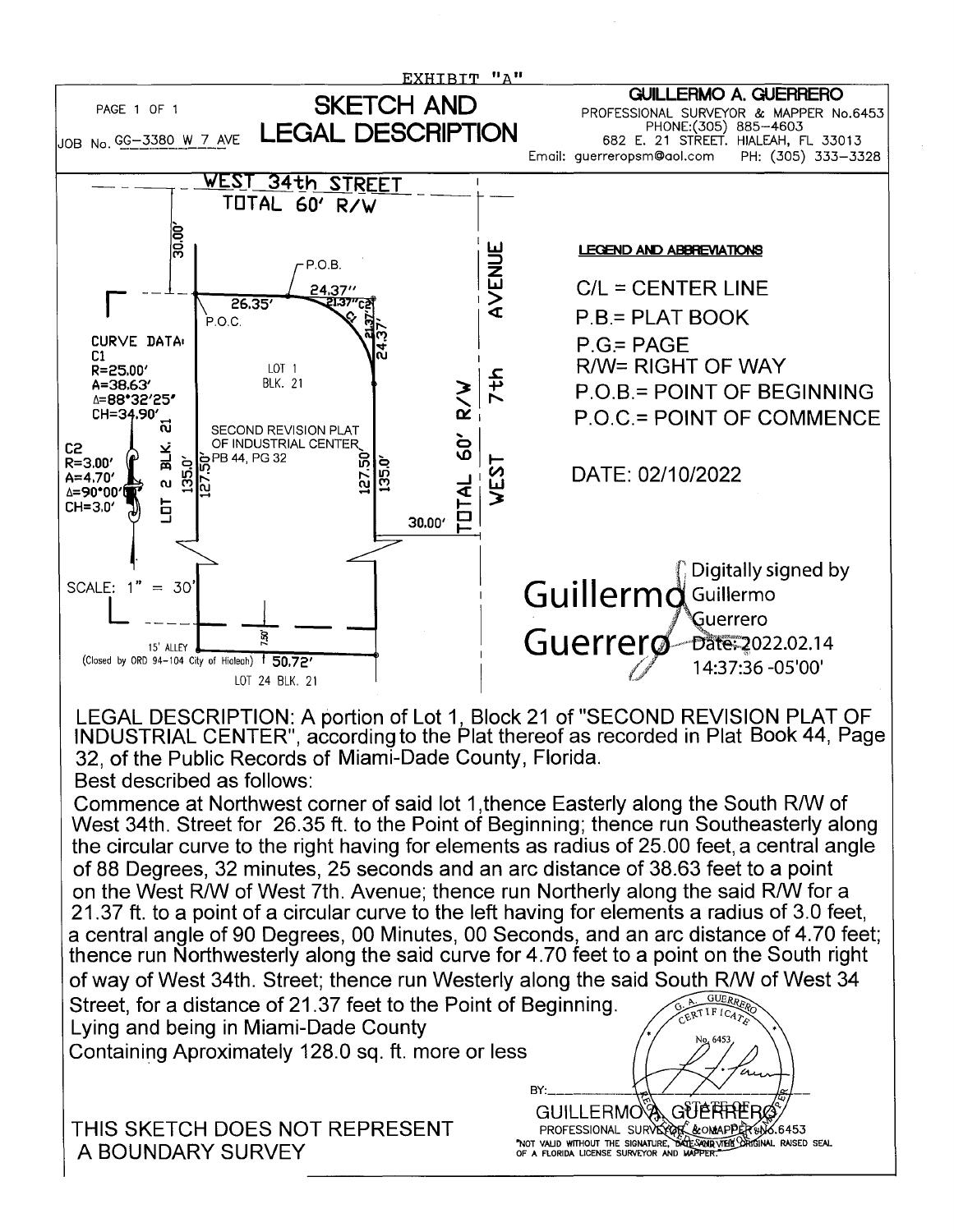EXHIBIT "A"

PAGE 1 OF 1

JOB No. GG-3380 W 7 AVE

# SKETCH AND LEGAL DESCRIPTION

**GUILLERMO A. GUERRERO**
PROFESSIONAL SURVEYOR & MAPPER No.6453
PHONE:(305) 885-4603
682 E. 21 STREET. HIALEAH, FL 33013
Email: guerreropsm@aol.com PH: (305) 333-3328

WEST 34th STREET
TOTAL 60' R/W

30.00'

P.O.B.
P.O.C.
26.35'
24.37'
21.37' C2
C1
21.37'
24.37'

CURVE DATA:
C1
R=25.00'
A=38.63'
Δ=88°32'25"
CH=34.90'

C2
R=3.00'
A=4.70'
Δ=90°00'
CH=3.0'

LOT 1
BLK. 21

SECOND REVISION PLAT OF INDUSTRIAL CENTER
PB 44, PG 32

LOT 2 BLK. 21

135.0'
127.50'
127.50'
135.0'

TOTAL 60' R/W
WEST 7th AVENUE

30.00'

SCALE: 1" = 30'

7.50'

15' ALLEY
(Closed by ORD 94-104 City of Hialeah)

50.72'

LOT 24 BLK. 21

**LEGEND AND ABBREVIATIONS**

C/L = CENTER LINE
P.B.= PLAT BOOK
P.G.= PAGE
R/W= RIGHT OF WAY
P.O.B.= POINT OF BEGINNING
P.O.C.= POINT OF COMMENCE

DATE: 02/10/2022

Guillermo Guerrero
Digitally signed by Guillermo Guerrero
Date: 2022.02.14 14:37:36 -05'00'

LEGAL DESCRIPTION: A portion of Lot 1, Block 21 of "SECOND REVISION PLAT OF INDUSTRIAL CENTER", according to the Plat thereof as recorded in Plat Book 44, Page 32, of the Public Records of Miami-Dade County, Florida.
Best described as follows:
Commence at Northwest corner of said lot 1,thence Easterly along the South R/W of West 34th. Street for 26.35 ft. to the Point of Beginning; thence run Southeasterly along the circular curve to the right having for elements as radius of 25.00 feet, a central angle of 88 Degrees, 32 minutes, 25 seconds and an arc distance of 38.63 feet to a point on the West R/W of West 7th. Avenue; thence run Northerly along the said R/W for a 21.37 ft. to a point of a circular curve to the left having for elements a radius of 3.0 feet, a central angle of 90 Degrees, 00 Minutes, 00 Seconds, and an arc distance of 4.70 feet; thence run Northwesterly along the said curve for 4.70 feet to a point on the South right of way of West 34th. Street; thence run Westerly along the said South R/W of West 34 Street, for a distance of 21.37 feet to the Point of Beginning.
Lying and being in Miami-Dade County
Containing Aproximately 128.0 sq. ft. more or less

THIS SKETCH DOES NOT REPRESENT A BOUNDARY SURVEY

BY:
GUILLERMO A. GUERRERO
PROFESSIONAL SURVEYOR & MAPPER No.6453
"NOT VALID WITHOUT THE SIGNATURE, DATE AND THE ORIGINAL RAISED SEAL OF A FLORIDA LICENSE SURVEYOR AND MAPPER."

G. A. GUERRERO CERTIFICATE No. 6453 STATE OF FLORIDA REGISTERED SURVEYOR & MAPPER